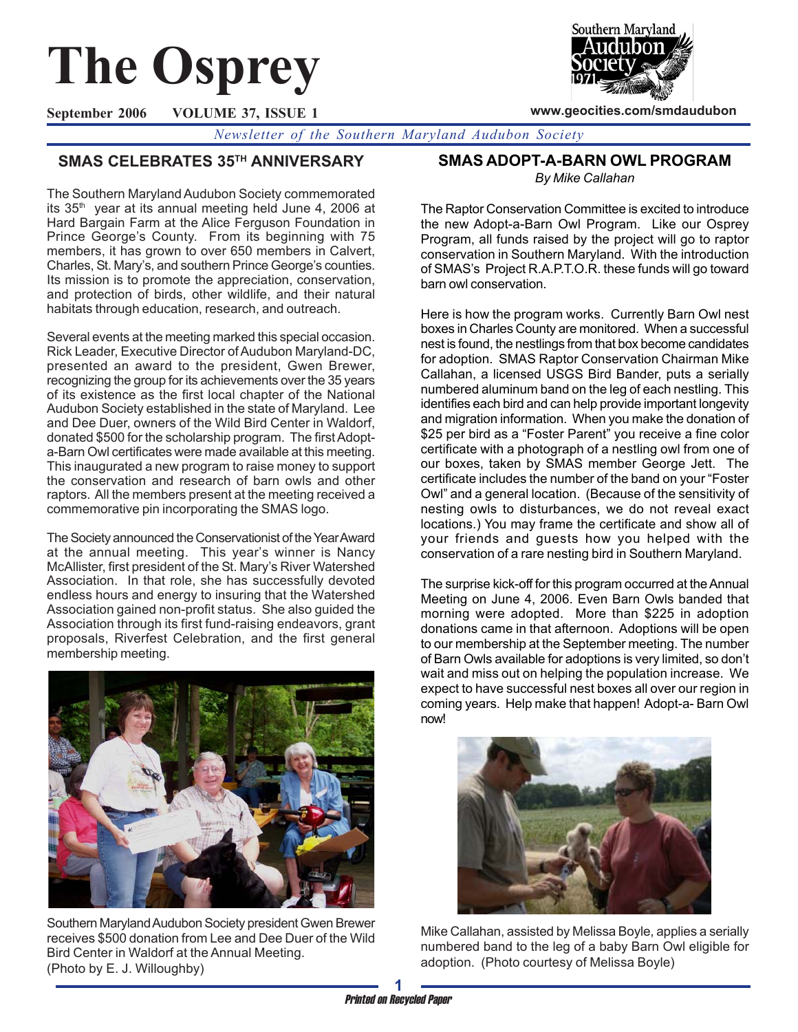# The Osprey

**September 2006 VOLUME 37, ISSUE 1**

www.geocities.com/smdaudubon

*Newsletter of the Southern Maryland Audubon Society*

## SMAS CELEBRATES 35TH ANNIVERSARY

The Southern Maryland Audubon Society commemorated its 35th year at its annual meeting held June 4, 2006 at Hard Bargain Farm at the Alice Ferguson Foundation in Prince George's County. From its beginning with 75 members, it has grown to over 650 members in Calvert, Charles, St. Mary's, and southern Prince George's counties. Its mission is to promote the appreciation, conservation, and protection of birds, other wildlife, and their natural habitats through education, research, and outreach.

Several events at the meeting marked this special occasion. Rick Leader, Executive Director of Audubon Maryland-DC, presented an award to the president, Gwen Brewer, recognizing the group for its achievements over the 35 years of its existence as the first local chapter of the National Audubon Society established in the state of Maryland. Lee and Dee Duer, owners of the Wild Bird Center in Waldorf, donated $500 for the scholarship program. The first Adopt-a-Barn Owl certificates were made available at this meeting. This inaugurated a new program to raise money to support the conservation and research of barn owls and other raptors. All the members present at the meeting received a commemorative pin incorporating the SMAS logo.

The Society announced the Conservationist of the Year Award at the annual meeting. This year's winner is Nancy McAllister, first president of the St. Mary's River Watershed Association. In that role, she has successfully devoted endless hours and energy to insuring that the Watershed Association gained non-profit status. She also guided the Association through its first fund-raising endeavors, grant proposals, Riverfest Celebration, and the first general membership meeting.

Southern Maryland Audubon Society president Gwen Brewer receives $500 donation from Lee and Dee Duer of the Wild Bird Center in Waldorf at the Annual Meeting. (Photo by E. J. Willoughby)

## SMAS ADOPT-A-BARN OWL PROGRAM

*By Mike Callahan*

The Raptor Conservation Committee is excited to introduce the new Adopt-a-Barn Owl Program. Like our Osprey Program, all funds raised by the project will go to raptor conservation in Southern Maryland. With the introduction of SMAS's Project R.A.P.T.O.R. these funds will go toward barn owl conservation.

Here is how the program works. Currently Barn Owl nest boxes in Charles County are monitored. When a successful nest is found, the nestlings from that box become candidates for adoption. SMAS Raptor Conservation Chairman Mike Callahan, a licensed USGS Bird Bander, puts a serially numbered aluminum band on the leg of each nestling. This identifies each bird and can help provide important longevity and migration information. When you make the donation of $25 per bird as a "Foster Parent" you receive a fine color certificate with a photograph of a nestling owl from one of our boxes, taken by SMAS member George Jett. The certificate includes the number of the band on your "Foster Owl" and a general location. (Because of the sensitivity of nesting owls to disturbances, we do not reveal exact locations.) You may frame the certificate and show all of your friends and guests how you helped with the conservation of a rare nesting bird in Southern Maryland.

The surprise kick-off for this program occurred at the Annual Meeting on June 4, 2006. Even Barn Owls banded that morning were adopted. More than $225 in adoption donations came in that afternoon. Adoptions will be open to our membership at the September meeting. The number of Barn Owls available for adoptions is very limited, so don't wait and miss out on helping the population increase. We expect to have successful nest boxes all over our region in coming years. Help make that happen! Adopt-a- Barn Owl now!

Mike Callahan, assisted by Melissa Boyle, applies a serially numbered band to the leg of a baby Barn Owl eligible for adoption. (Photo courtesy of Melissa Boyle)

*Printed on Recycled Paper*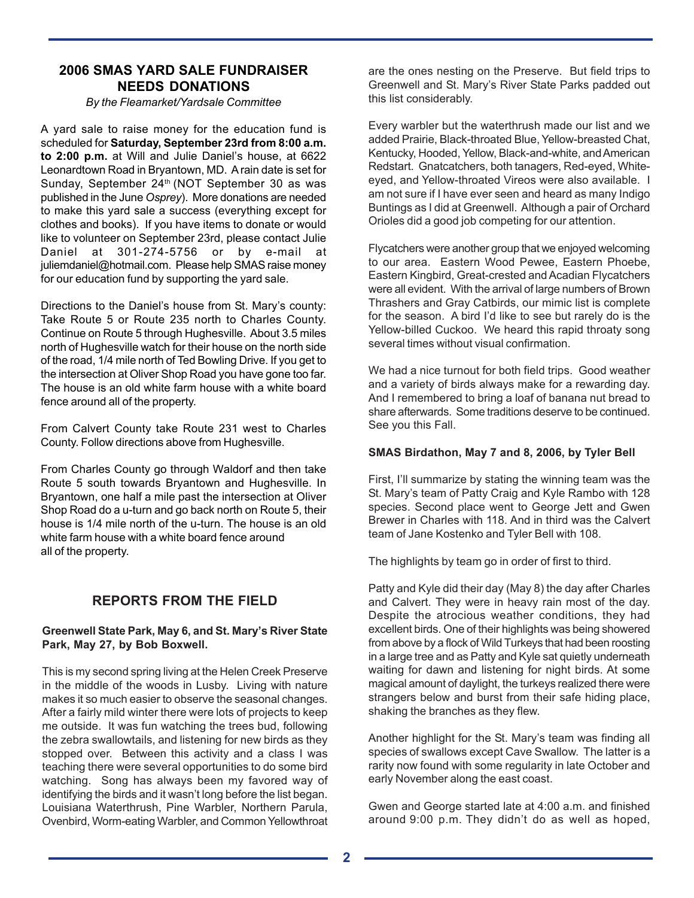## 2006 SMAS YARD SALE FUNDRAISER NEEDS DONATIONS

*By the Fleamarket/Yardsale Committee*

A yard sale to raise money for the education fund is scheduled for **Saturday, September 23rd from 8:00 a.m. to 2:00 p.m.** at Will and Julie Daniel's house, at 6622 Leonardtown Road in Bryantown, MD. A rain date is set for Sunday, September 24th (NOT September 30 as was published in the June *Osprey*). More donations are needed to make this yard sale a success (everything except for clothes and books). If you have items to donate or would like to volunteer on September 23rd, please contact Julie Daniel at 301-274-5756 or by e-mail at juliemdaniel@hotmail.com. Please help SMAS raise money for our education fund by supporting the yard sale.

Directions to the Daniel's house from St. Mary's county: Take Route 5 or Route 235 north to Charles County. Continue on Route 5 through Hughesville. About 3.5 miles north of Hughesville watch for their house on the north side of the road, 1/4 mile north of Ted Bowling Drive. If you get to the intersection at Oliver Shop Road you have gone too far. The house is an old white farm house with a white board fence around all of the property.

From Calvert County take Route 231 west to Charles County. Follow directions above from Hughesville.

From Charles County go through Waldorf and then take Route 5 south towards Bryantown and Hughesville. In Bryantown, one half a mile past the intersection at Oliver Shop Road do a u-turn and go back north on Route 5, their house is 1/4 mile north of the u-turn. The house is an old white farm house with a white board fence around all of the property.

## REPORTS FROM THE FIELD

**Greenwell State Park, May 6, and St. Mary's River State Park, May 27, by Bob Boxwell.**

This is my second spring living at the Helen Creek Preserve in the middle of the woods in Lusby. Living with nature makes it so much easier to observe the seasonal changes. After a fairly mild winter there were lots of projects to keep me outside. It was fun watching the trees bud, following the zebra swallowtails, and listening for new birds as they stopped over. Between this activity and a class I was teaching there were several opportunities to do some bird watching. Song has always been my favored way of identifying the birds and it wasn't long before the list began. Louisiana Waterthrush, Pine Warbler, Northern Parula, Ovenbird, Worm-eating Warbler, and Common Yellowthroat are the ones nesting on the Preserve. But field trips to Greenwell and St. Mary's River State Parks padded out this list considerably.

Every warbler but the waterthrush made our list and we added Prairie, Black-throated Blue, Yellow-breasted Chat, Kentucky, Hooded, Yellow, Black-and-white, and American Redstart. Gnatcatchers, both tanagers, Red-eyed, White-eyed, and Yellow-throated Vireos were also available. I am not sure if I have ever seen and heard as many Indigo Buntings as I did at Greenwell. Although a pair of Orchard Orioles did a good job competing for our attention.

Flycatchers were another group that we enjoyed welcoming to our area. Eastern Wood Pewee, Eastern Phoebe, Eastern Kingbird, Great-crested and Acadian Flycatchers were all evident. With the arrival of large numbers of Brown Thrashers and Gray Catbirds, our mimic list is complete for the season. A bird I'd like to see but rarely do is the Yellow-billed Cuckoo. We heard this rapid throaty song several times without visual confirmation.

We had a nice turnout for both field trips. Good weather and a variety of birds always make for a rewarding day. And I remembered to bring a loaf of banana nut bread to share afterwards. Some traditions deserve to be continued. See you this Fall.

**SMAS Birdathon, May 7 and 8, 2006, by Tyler Bell**

First, I'll summarize by stating the winning team was the St. Mary's team of Patty Craig and Kyle Rambo with 128 species. Second place went to George Jett and Gwen Brewer in Charles with 118. And in third was the Calvert team of Jane Kostenko and Tyler Bell with 108.

The highlights by team go in order of first to third.

Patty and Kyle did their day (May 8) the day after Charles and Calvert. They were in heavy rain most of the day. Despite the atrocious weather conditions, they had excellent birds. One of their highlights was being showered from above by a flock of Wild Turkeys that had been roosting in a large tree and as Patty and Kyle sat quietly underneath waiting for dawn and listening for night birds. At some magical amount of daylight, the turkeys realized there were strangers below and burst from their safe hiding place, shaking the branches as they flew.

Another highlight for the St. Mary's team was finding all species of swallows except Cave Swallow. The latter is a rarity now found with some regularity in late October and early November along the east coast.

Gwen and George started late at 4:00 a.m. and finished around 9:00 p.m. They didn't do as well as hoped,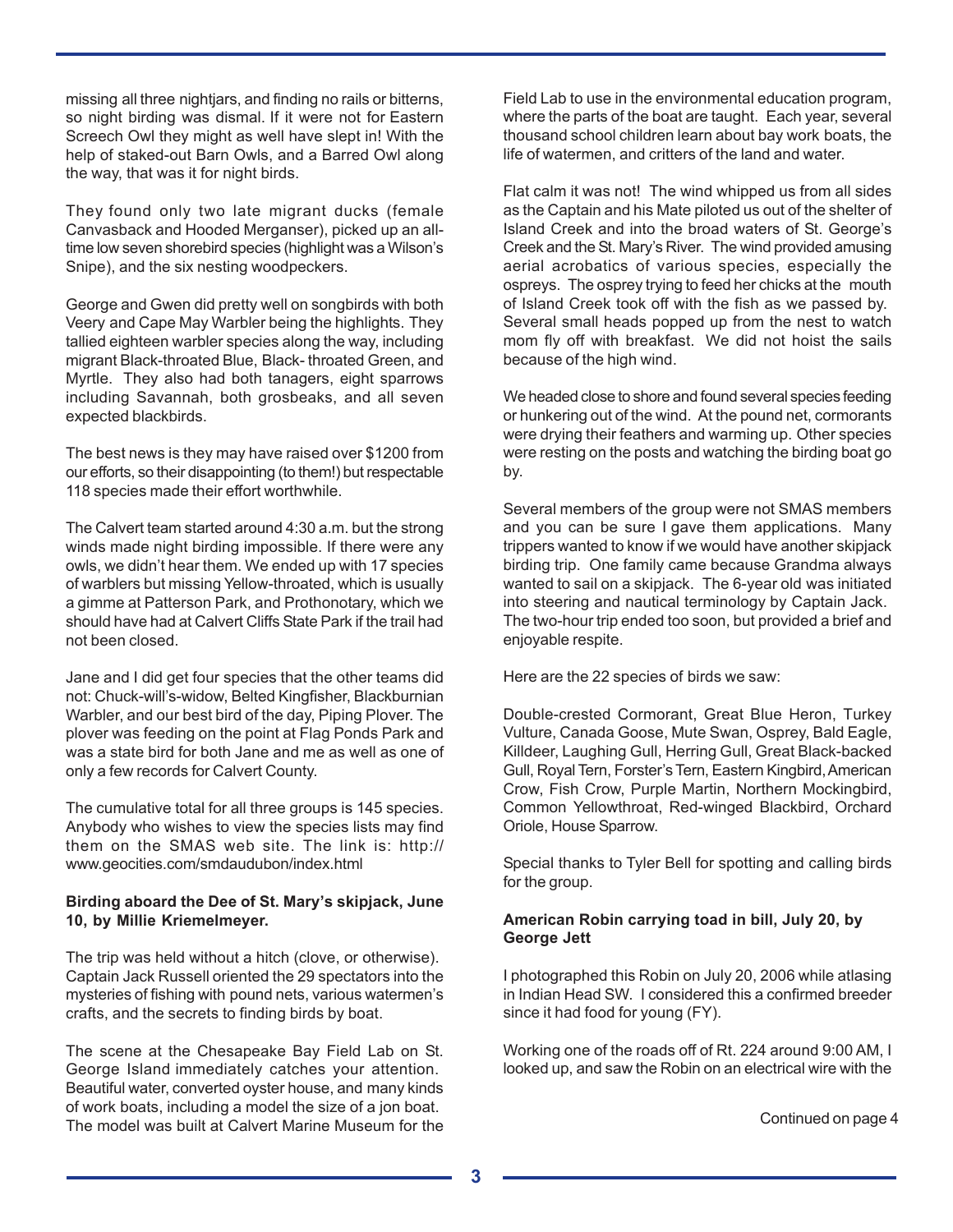missing all three nightjars, and finding no rails or bitterns, so night birding was dismal. If it were not for Eastern Screech Owl they might as well have slept in! With the help of staked-out Barn Owls, and a Barred Owl along the way, that was it for night birds.

They found only two late migrant ducks (female Canvasback and Hooded Merganser), picked up an all-time low seven shorebird species (highlight was a Wilson's Snipe), and the six nesting woodpeckers.

George and Gwen did pretty well on songbirds with both Veery and Cape May Warbler being the highlights. They tallied eighteen warbler species along the way, including migrant Black-throated Blue, Black- throated Green, and Myrtle. They also had both tanagers, eight sparrows including Savannah, both grosbeaks, and all seven expected blackbirds.

The best news is they may have raised over $1200 from our efforts, so their disappointing (to them!) but respectable 118 species made their effort worthwhile.

The Calvert team started around 4:30 a.m. but the strong winds made night birding impossible. If there were any owls, we didn't hear them. We ended up with 17 species of warblers but missing Yellow-throated, which is usually a gimme at Patterson Park, and Prothonotary, which we should have had at Calvert Cliffs State Park if the trail had not been closed.

Jane and I did get four species that the other teams did not: Chuck-will's-widow, Belted Kingfisher, Blackburnian Warbler, and our best bird of the day, Piping Plover. The plover was feeding on the point at Flag Ponds Park and was a state bird for both Jane and me as well as one of only a few records for Calvert County.

The cumulative total for all three groups is 145 species. Anybody who wishes to view the species lists may find them on the SMAS web site. The link is: http://www.geocities.com/smdaudubon/index.html

**Birding aboard the Dee of St. Mary's skipjack, June 10, by Millie Kriemelmeyer.**

The trip was held without a hitch (clove, or otherwise). Captain Jack Russell oriented the 29 spectators into the mysteries of fishing with pound nets, various watermen's crafts, and the secrets to finding birds by boat.

The scene at the Chesapeake Bay Field Lab on St. George Island immediately catches your attention. Beautiful water, converted oyster house, and many kinds of work boats, including a model the size of a jon boat. The model was built at Calvert Marine Museum for the Field Lab to use in the environmental education program, where the parts of the boat are taught. Each year, several thousand school children learn about bay work boats, the life of watermen, and critters of the land and water.

Flat calm it was not! The wind whipped us from all sides as the Captain and his Mate piloted us out of the shelter of Island Creek and into the broad waters of St. George's Creek and the St. Mary's River. The wind provided amusing aerial acrobatics of various species, especially the ospreys. The osprey trying to feed her chicks at the mouth of Island Creek took off with the fish as we passed by. Several small heads popped up from the nest to watch mom fly off with breakfast. We did not hoist the sails because of the high wind.

We headed close to shore and found several species feeding or hunkering out of the wind. At the pound net, cormorants were drying their feathers and warming up. Other species were resting on the posts and watching the birding boat go by.

Several members of the group were not SMAS members and you can be sure I gave them applications. Many trippers wanted to know if we would have another skipjack birding trip. One family came because Grandma always wanted to sail on a skipjack. The 6-year old was initiated into steering and nautical terminology by Captain Jack. The two-hour trip ended too soon, but provided a brief and enjoyable respite.

Here are the 22 species of birds we saw:

Double-crested Cormorant, Great Blue Heron, Turkey Vulture, Canada Goose, Mute Swan, Osprey, Bald Eagle, Killdeer, Laughing Gull, Herring Gull, Great Black-backed Gull, Royal Tern, Forster's Tern, Eastern Kingbird, American Crow, Fish Crow, Purple Martin, Northern Mockingbird, Common Yellowthroat, Red-winged Blackbird, Orchard Oriole, House Sparrow.

Special thanks to Tyler Bell for spotting and calling birds for the group.

**American Robin carrying toad in bill, July 20, by George Jett**

I photographed this Robin on July 20, 2006 while atlasing in Indian Head SW. I considered this a confirmed breeder since it had food for young (FY).

Working one of the roads off of Rt. 224 around 9:00 AM, I looked up, and saw the Robin on an electrical wire with the

Continued on page 4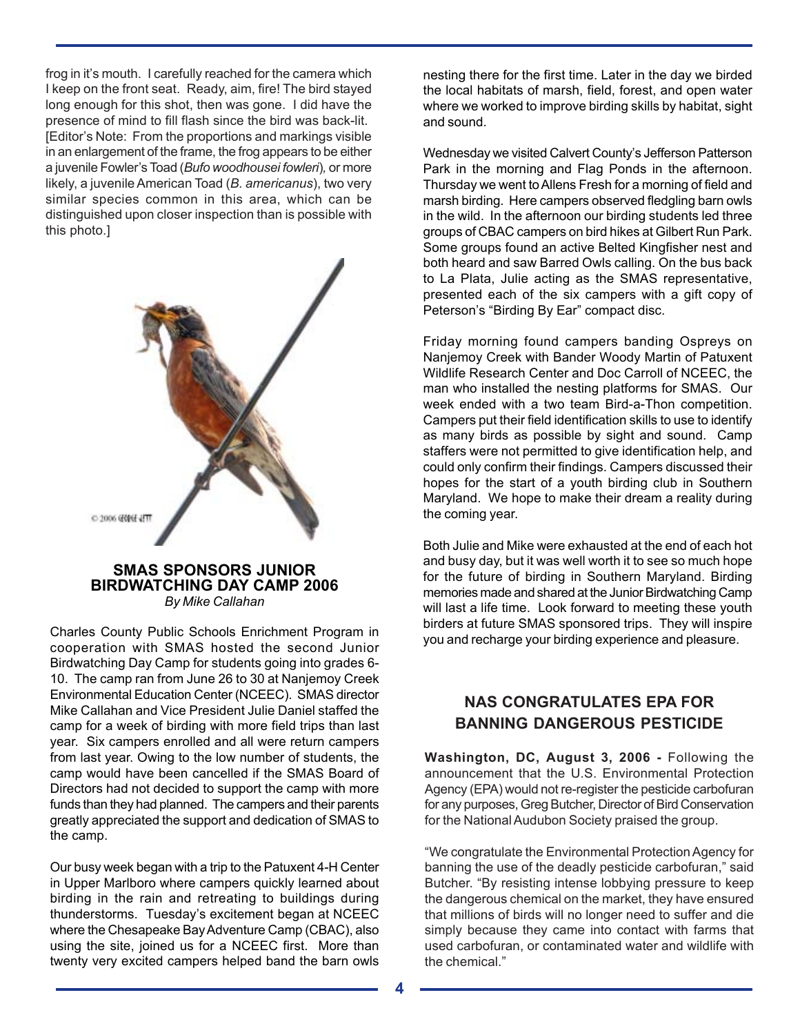frog in it's mouth. I carefully reached for the camera which I keep on the front seat. Ready, aim, fire! The bird stayed long enough for this shot, then was gone. I did have the presence of mind to fill flash since the bird was back-lit. [Editor's Note: From the proportions and markings visible in an enlargement of the frame, the frog appears to be either a juvenile Fowler's Toad (*Bufo woodhousei fowleri*), or more likely, a juvenile American Toad (*B. americanus*), two very similar species common in this area, which can be distinguished upon closer inspection than is possible with this photo.]

© 2006 GEORGE JETT

## SMAS SPONSORS JUNIOR BIRDWATCHING DAY CAMP 2006

*By Mike Callahan*

Charles County Public Schools Enrichment Program in cooperation with SMAS hosted the second Junior Birdwatching Day Camp for students going into grades 6-10. The camp ran from June 26 to 30 at Nanjemoy Creek Environmental Education Center (NCEEC). SMAS director Mike Callahan and Vice President Julie Daniel staffed the camp for a week of birding with more field trips than last year. Six campers enrolled and all were return campers from last year. Owing to the low number of students, the camp would have been cancelled if the SMAS Board of Directors had not decided to support the camp with more funds than they had planned. The campers and their parents greatly appreciated the support and dedication of SMAS to the camp.

Our busy week began with a trip to the Patuxent 4-H Center in Upper Marlboro where campers quickly learned about birding in the rain and retreating to buildings during thunderstorms. Tuesday's excitement began at NCEEC where the Chesapeake Bay Adventure Camp (CBAC), also using the site, joined us for a NCEEC first. More than twenty very excited campers helped band the barn owls nesting there for the first time. Later in the day we birded the local habitats of marsh, field, forest, and open water where we worked to improve birding skills by habitat, sight and sound.

Wednesday we visited Calvert County's Jefferson Patterson Park in the morning and Flag Ponds in the afternoon. Thursday we went to Allens Fresh for a morning of field and marsh birding. Here campers observed fledgling barn owls in the wild. In the afternoon our birding students led three groups of CBAC campers on bird hikes at Gilbert Run Park. Some groups found an active Belted Kingfisher nest and both heard and saw Barred Owls calling. On the bus back to La Plata, Julie acting as the SMAS representative, presented each of the six campers with a gift copy of Peterson's "Birding By Ear" compact disc.

Friday morning found campers banding Ospreys on Nanjemoy Creek with Bander Woody Martin of Patuxent Wildlife Research Center and Doc Carroll of NCEEC, the man who installed the nesting platforms for SMAS. Our week ended with a two team Bird-a-Thon competition. Campers put their field identification skills to use to identify as many birds as possible by sight and sound. Camp staffers were not permitted to give identification help, and could only confirm their findings. Campers discussed their hopes for the start of a youth birding club in Southern Maryland. We hope to make their dream a reality during the coming year.

Both Julie and Mike were exhausted at the end of each hot and busy day, but it was well worth it to see so much hope for the future of birding in Southern Maryland. Birding memories made and shared at the Junior Birdwatching Camp will last a life time. Look forward to meeting these youth birders at future SMAS sponsored trips. They will inspire you and recharge your birding experience and pleasure.

## NAS CONGRATULATES EPA FOR BANNING DANGEROUS PESTICIDE

**Washington, DC, August 3, 2006 -** Following the announcement that the U.S. Environmental Protection Agency (EPA) would not re-register the pesticide carbofuran for any purposes, Greg Butcher, Director of Bird Conservation for the National Audubon Society praised the group.

"We congratulate the Environmental Protection Agency for banning the use of the deadly pesticide carbofuran," said Butcher. "By resisting intense lobbying pressure to keep the dangerous chemical on the market, they have ensured that millions of birds will no longer need to suffer and die simply because they came into contact with farms that used carbofuran, or contaminated water and wildlife with the chemical."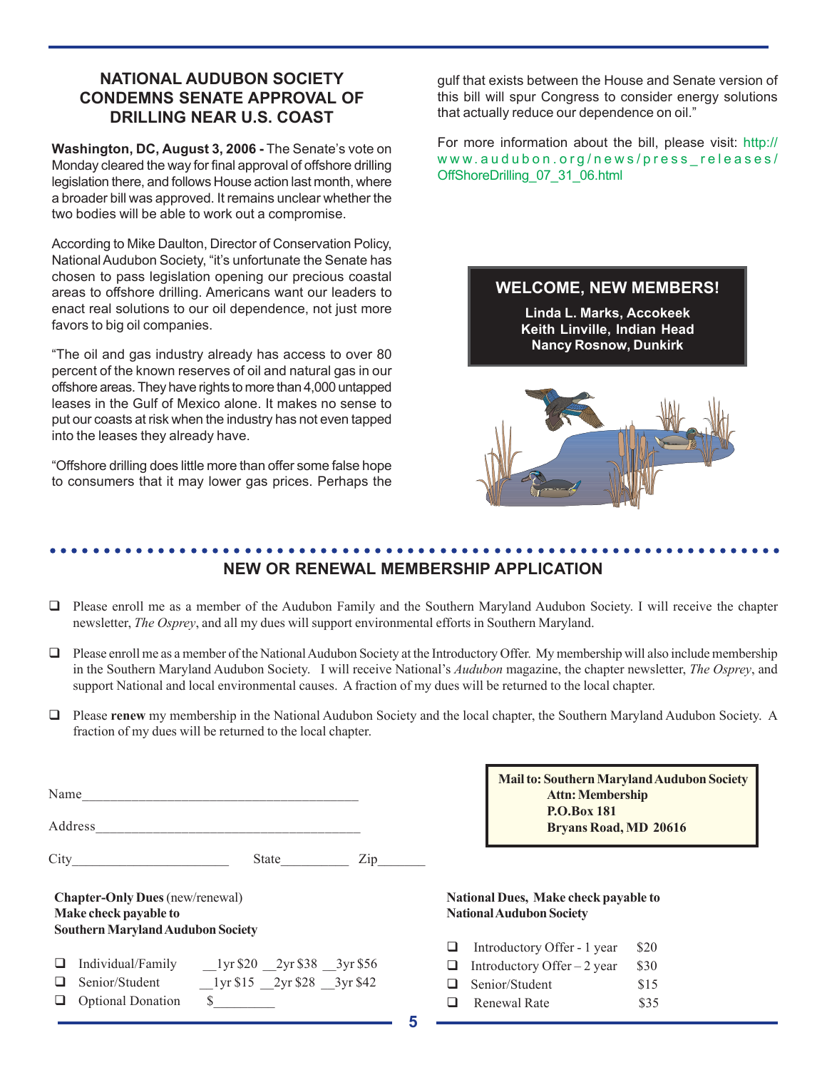## NATIONAL AUDUBON SOCIETY CONDEMNS SENATE APPROVAL OF DRILLING NEAR U.S. COAST

**Washington, DC, August 3, 2006 -** The Senate's vote on Monday cleared the way for final approval of offshore drilling legislation there, and follows House action last month, where a broader bill was approved. It remains unclear whether the two bodies will be able to work out a compromise.

According to Mike Daulton, Director of Conservation Policy, National Audubon Society, "it's unfortunate the Senate has chosen to pass legislation opening our precious coastal areas to offshore drilling. Americans want our leaders to enact real solutions to our oil dependence, not just more favors to big oil companies.

"The oil and gas industry already has access to over 80 percent of the known reserves of oil and natural gas in our offshore areas. They have rights to more than 4,000 untapped leases in the Gulf of Mexico alone. It makes no sense to put our coasts at risk when the industry has not even tapped into the leases they already have.

"Offshore drilling does little more than offer some false hope to consumers that it may lower gas prices. Perhaps the gulf that exists between the House and Senate version of this bill will spur Congress to consider energy solutions that actually reduce our dependence on oil."

For more information about the bill, please visit: http://www.audubon.org/news/press_releases/OffShoreDrilling_07_31_06.html

## WELCOME, NEW MEMBERS!

**Linda L. Marks, Accokeek**
**Keith Linville, Indian Head**
**Nancy Rosnow, Dunkirk**

## NEW OR RENEWAL MEMBERSHIP APPLICATION

- ❑ Please enroll me as a member of the Audubon Family and the Southern Maryland Audubon Society. I will receive the chapter newsletter, *The Osprey*, and all my dues will support environmental efforts in Southern Maryland.
- ❑ Please enroll me as a member of the National Audubon Society at the Introductory Offer. My membership will also include membership in the Southern Maryland Audubon Society. I will receive National's *Audubon* magazine, the chapter newsletter, *The Osprey*, and support National and local environmental causes. A fraction of my dues will be returned to the local chapter.
- ❑ Please **renew** my membership in the National Audubon Society and the local chapter, the Southern Maryland Audubon Society. A fraction of my dues will be returned to the local chapter.

Name________________________________________

Address______________________________________

City______________________ State__________ Zip_______

**Mail to: Southern Maryland Audubon Society**
**Attn: Membership**
**P.O.Box 181**
**Bryans Road, MD 20616**

**Chapter-Only Dues** (new/renewal)
**Make check payable to**
**Southern Maryland Audubon Society**

- ❑ Individual/Family __1yr $20 __2yr $38 __3yr $56
- ❑ Senior/Student __1yr $15 __2yr $28 __3yr $42
- ❑ Optional Donation $_________

**National Dues, Make check payable to**
**National Audubon Society**

- ❑ Introductory Offer - 1 year $20
- ❑ Introductory Offer – 2 year $30
- ❑ Senior/Student $15
- ❑ Renewal Rate $35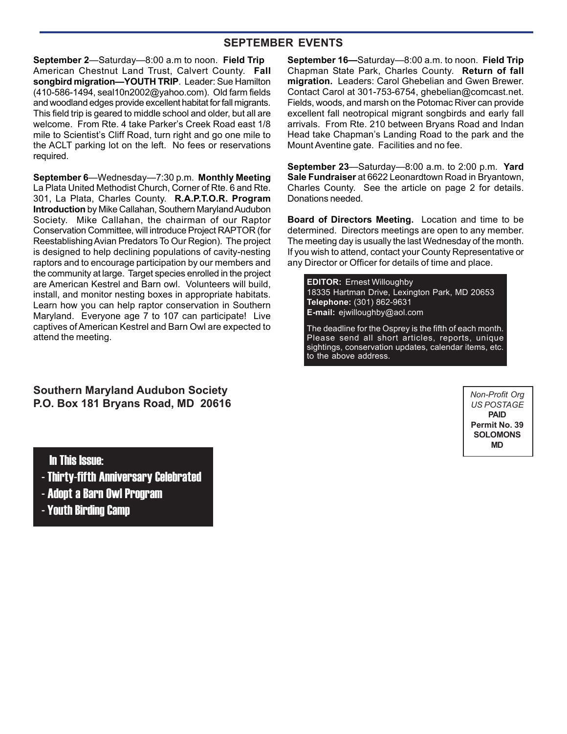## SEPTEMBER EVENTS

**September 2**—Saturday—8:00 a.m to noon. **Field Trip** American Chestnut Land Trust, Calvert County. **Fall songbird migration—YOUTH TRIP**. Leader: Sue Hamilton (410-586-1494, seal10n2002@yahoo.com). Old farm fields and woodland edges provide excellent habitat for fall migrants. This field trip is geared to middle school and older, but all are welcome. From Rte. 4 take Parker's Creek Road east 1/8 mile to Scientist's Cliff Road, turn right and go one mile to the ACLT parking lot on the left. No fees or reservations required.

**September 6**—Wednesday—7:30 p.m. **Monthly Meeting** La Plata United Methodist Church, Corner of Rte. 6 and Rte. 301, La Plata, Charles County. **R.A.P.T.O.R. Program Introduction** by Mike Callahan, Southern Maryland Audubon Society. Mike Callahan, the chairman of our Raptor Conservation Committee, will introduce Project RAPTOR (for Reestablishing Avian Predators To Our Region). The project is designed to help declining populations of cavity-nesting raptors and to encourage participation by our members and the community at large. Target species enrolled in the project are American Kestrel and Barn owl. Volunteers will build, install, and monitor nesting boxes in appropriate habitats. Learn how you can help raptor conservation in Southern Maryland. Everyone age 7 to 107 can participate! Live captives of American Kestrel and Barn Owl are expected to attend the meeting.

**September 16—**Saturday—8:00 a.m. to noon. **Field Trip** Chapman State Park, Charles County. **Return of fall migration.** Leaders: Carol Ghebelian and Gwen Brewer. Contact Carol at 301-753-6754, ghebelian@comcast.net. Fields, woods, and marsh on the Potomac River can provide excellent fall neotropical migrant songbirds and early fall arrivals. From Rte. 210 between Bryans Road and Indan Head take Chapman's Landing Road to the park and the Mount Aventine gate. Facilities and no fee.

**September 23**—Saturday—8:00 a.m. to 2:00 p.m. **Yard Sale Fundraiser** at 6622 Leonardtown Road in Bryantown, Charles County. See the article on page 2 for details. Donations needed.

**Board of Directors Meeting.** Location and time to be determined. Directors meetings are open to any member. The meeting day is usually the last Wednesday of the month. If you wish to attend, contact your County Representative or any Director or Officer for details of time and place.

**EDITOR:** Ernest Willoughby
18335 Hartman Drive, Lexington Park, MD 20653
**Telephone:** (301) 862-9631
**E-mail:** ejwilloughby@aol.com

The deadline for the Osprey is the fifth of each month. Please send all short articles, reports, unique sightings, conservation updates, calendar items, etc. to the above address.

**Southern Maryland Audubon Society**
**P.O. Box 181 Bryans Road, MD 20616**

*Non-Profit Org*
*US POSTAGE*
**PAID**
**Permit No. 39**
**SOLOMONS**
**MD**

In This Issue:
- Thirty-fifth Anniversary Celebrated
- Adopt a Barn Owl Program
- Youth Birding Camp